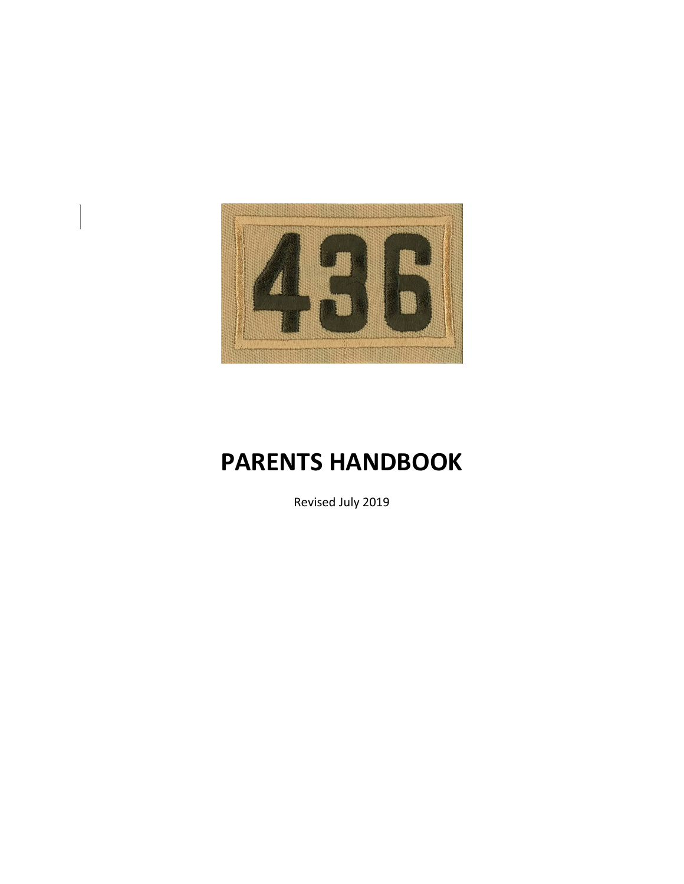436

# PARENTS HANDBOOK

Revised July 2019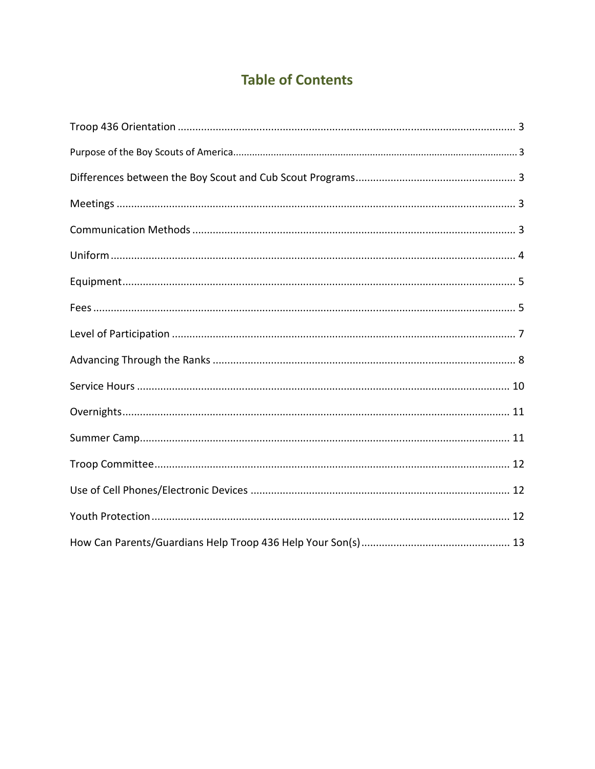# Table of Contents

Troop 436 Orientation .................................................................................................................. 3

Purpose of the Boy Scouts of America.......................................................................................................... 3

Differences between the Boy Scout and Cub Scout Programs...................................................... 3

Meetings ....................................................................................................................................... 3

Communication Methods ............................................................................................................. 3

Uniform .......................................................................................................................................... 4

Equipment...................................................................................................................................... 5

Fees ................................................................................................................................................ 5

Level of Participation ..................................................................................................................... 7

Advancing Through the Ranks ....................................................................................................... 8

Service Hours ............................................................................................................................... 10

Overnights.................................................................................................................................... 11

Summer Camp.............................................................................................................................. 11

Troop Committee.......................................................................................................................... 12

Use of Cell Phones/Electronic Devices ........................................................................................ 12

Youth Protection .......................................................................................................................... 12

How Can Parents/Guardians Help Troop 436 Help Your Son(s).................................................. 13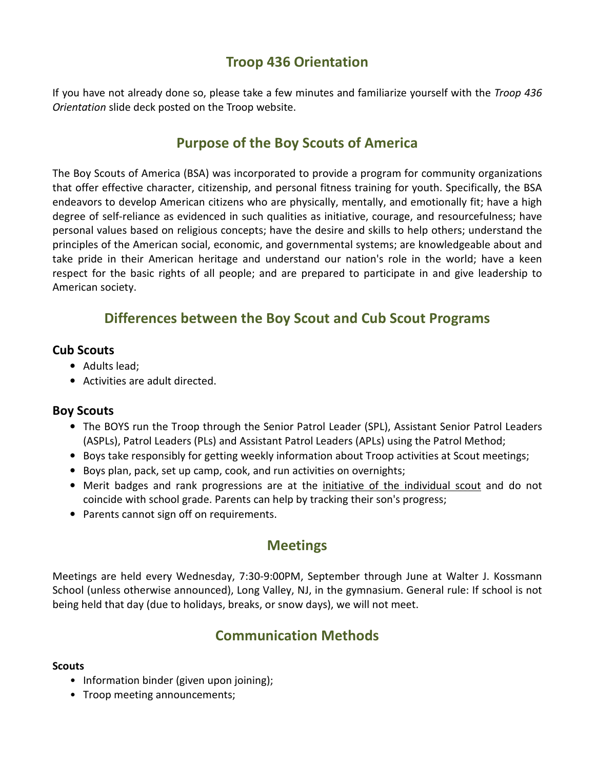## Troop 436 Orientation

If you have not already done so, please take a few minutes and familiarize yourself with the *Troop 436 Orientation* slide deck posted on the Troop website.

## Purpose of the Boy Scouts of America

The Boy Scouts of America (BSA) was incorporated to provide a program for community organizations that offer effective character, citizenship, and personal fitness training for youth. Specifically, the BSA endeavors to develop American citizens who are physically, mentally, and emotionally fit; have a high degree of self-reliance as evidenced in such qualities as initiative, courage, and resourcefulness; have personal values based on religious concepts; have the desire and skills to help others; understand the principles of the American social, economic, and governmental systems; are knowledgeable about and take pride in their American heritage and understand our nation's role in the world; have a keen respect for the basic rights of all people; and are prepared to participate in and give leadership to American society.

## Differences between the Boy Scout and Cub Scout Programs

### Cub Scouts

- Adults lead;
- Activities are adult directed.

### Boy Scouts

- The BOYS run the Troop through the Senior Patrol Leader (SPL), Assistant Senior Patrol Leaders (ASPLs), Patrol Leaders (PLs) and Assistant Patrol Leaders (APLs) using the Patrol Method;
- Boys take responsibly for getting weekly information about Troop activities at Scout meetings;
- Boys plan, pack, set up camp, cook, and run activities on overnights;
- Merit badges and rank progressions are at the initiative of the individual scout and do not coincide with school grade. Parents can help by tracking their son's progress;
- Parents cannot sign off on requirements.

## Meetings

Meetings are held every Wednesday, 7:30-9:00PM, September through June at Walter J. Kossmann School (unless otherwise announced), Long Valley, NJ, in the gymnasium. General rule: If school is not being held that day (due to holidays, breaks, or snow days), we will not meet.

## Communication Methods

**Scouts**

- Information binder (given upon joining);
- Troop meeting announcements;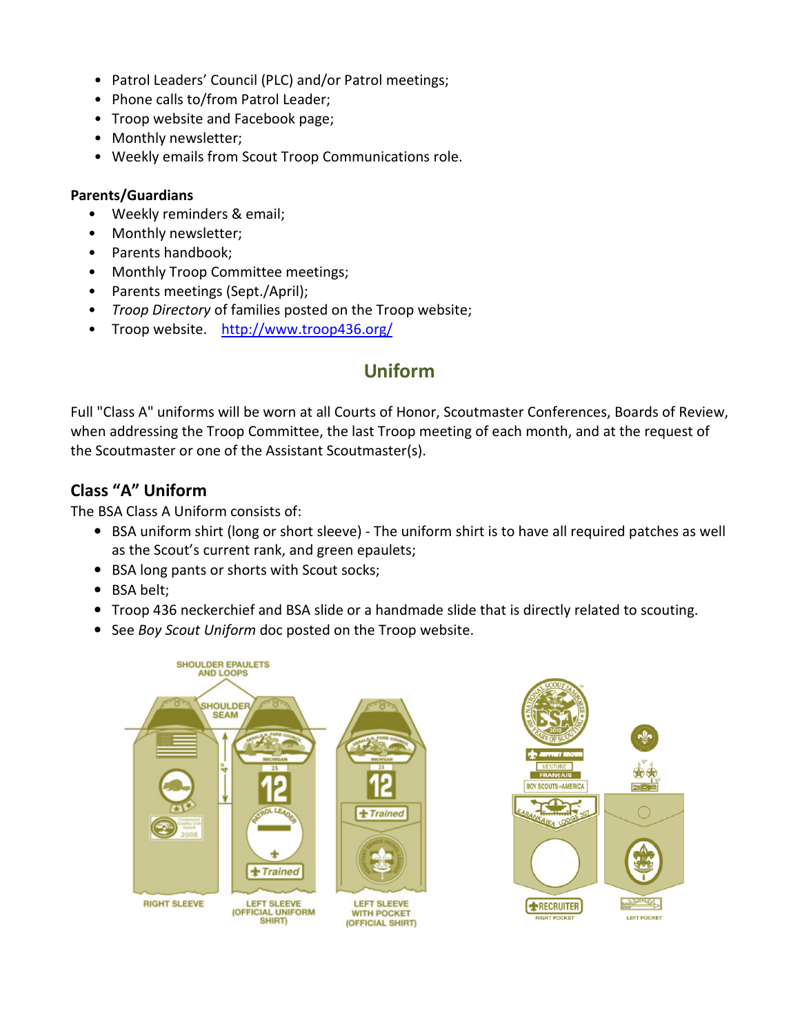- Patrol Leaders' Council (PLC) and/or Patrol meetings;
- Phone calls to/from Patrol Leader;
- Troop website and Facebook page;
- Monthly newsletter;
- Weekly emails from Scout Troop Communications role.

**Parents/Guardians**

- Weekly reminders & email;
- Monthly newsletter;
- Parents handbook;
- Monthly Troop Committee meetings;
- Parents meetings (Sept./April);
- *Troop Directory* of families posted on the Troop website;
- Troop website. http://www.troop436.org/

## Uniform

Full "Class A" uniforms will be worn at all Courts of Honor, Scoutmaster Conferences, Boards of Review, when addressing the Troop Committee, the last Troop meeting of each month, and at the request of the Scoutmaster or one of the Assistant Scoutmaster(s).

### Class "A" Uniform

The BSA Class A Uniform consists of:

- BSA uniform shirt (long or short sleeve) - The uniform shirt is to have all required patches as well as the Scout's current rank, and green epaulets;
- BSA long pants or shorts with Scout socks;
- BSA belt;
- Troop 436 neckerchief and BSA slide or a handmade slide that is directly related to scouting.
- See *Boy Scout Uniform* doc posted on the Troop website.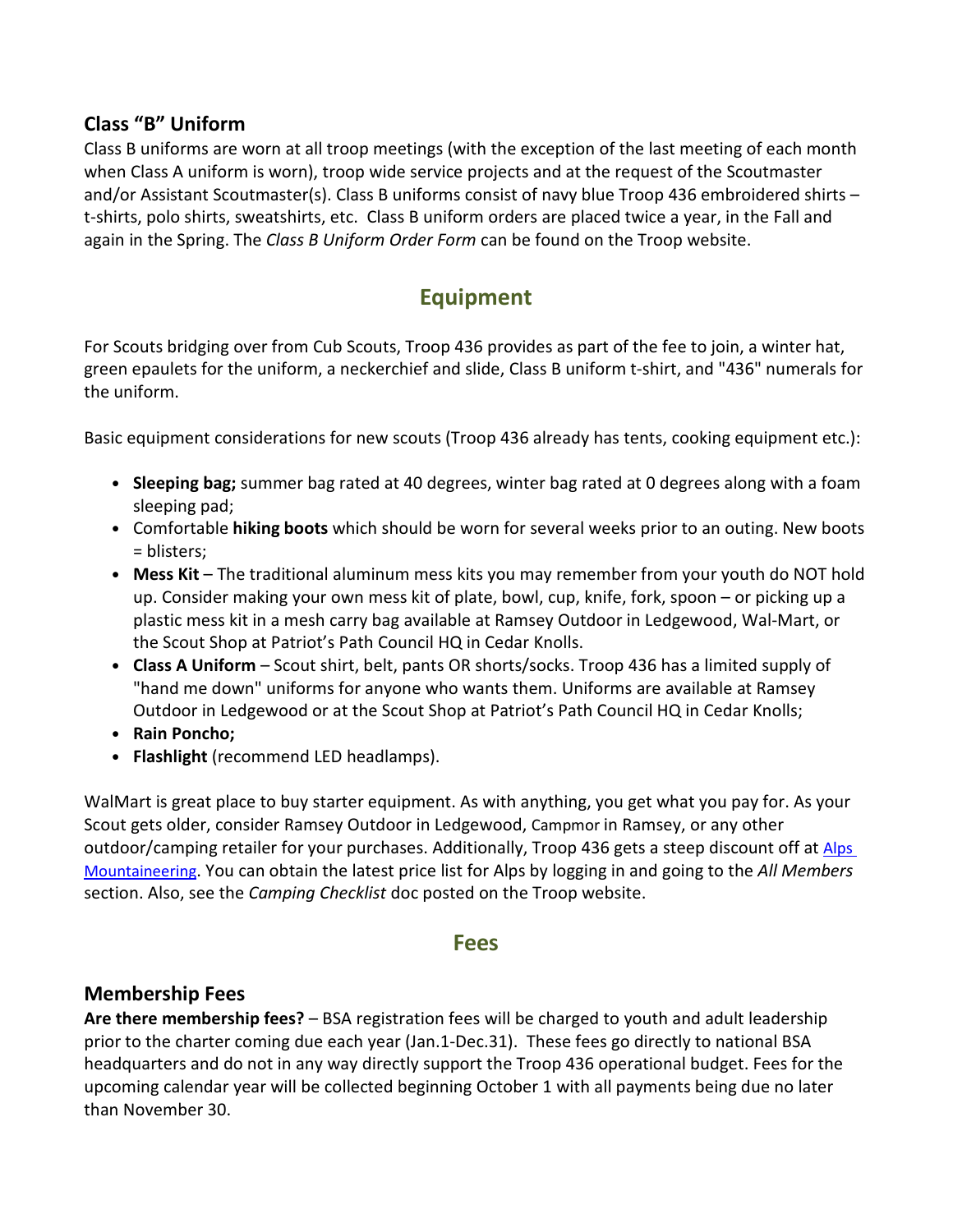### Class "B" Uniform

Class B uniforms are worn at all troop meetings (with the exception of the last meeting of each month when Class A uniform is worn), troop wide service projects and at the request of the Scoutmaster and/or Assistant Scoutmaster(s). Class B uniforms consist of navy blue Troop 436 embroidered shirts – t-shirts, polo shirts, sweatshirts, etc. Class B uniform orders are placed twice a year, in the Fall and again in the Spring. The *Class B Uniform Order Form* can be found on the Troop website.

## Equipment

For Scouts bridging over from Cub Scouts, Troop 436 provides as part of the fee to join, a winter hat, green epaulets for the uniform, a neckerchief and slide, Class B uniform t-shirt, and "436" numerals for the uniform.

Basic equipment considerations for new scouts (Troop 436 already has tents, cooking equipment etc.):

- **Sleeping bag;** summer bag rated at 40 degrees, winter bag rated at 0 degrees along with a foam sleeping pad;
- Comfortable **hiking boots** which should be worn for several weeks prior to an outing. New boots = blisters;
- **Mess Kit** – The traditional aluminum mess kits you may remember from your youth do NOT hold up. Consider making your own mess kit of plate, bowl, cup, knife, fork, spoon – or picking up a plastic mess kit in a mesh carry bag available at Ramsey Outdoor in Ledgewood, Wal-Mart, or the Scout Shop at Patriot's Path Council HQ in Cedar Knolls.
- **Class A Uniform** – Scout shirt, belt, pants OR shorts/socks. Troop 436 has a limited supply of "hand me down" uniforms for anyone who wants them. Uniforms are available at Ramsey Outdoor in Ledgewood or at the Scout Shop at Patriot's Path Council HQ in Cedar Knolls;
- **Rain Poncho;**
- **Flashlight** (recommend LED headlamps).

WalMart is great place to buy starter equipment. As with anything, you get what you pay for. As your Scout gets older, consider Ramsey Outdoor in Ledgewood, Campmor in Ramsey, or any other outdoor/camping retailer for your purchases. Additionally, Troop 436 gets a steep discount off at Alps Mountaineering. You can obtain the latest price list for Alps by logging in and going to the *All Members* section. Also, see the *Camping Checklist* doc posted on the Troop website.

## Fees

### Membership Fees

**Are there membership fees?** – BSA registration fees will be charged to youth and adult leadership prior to the charter coming due each year (Jan.1-Dec.31). These fees go directly to national BSA headquarters and do not in any way directly support the Troop 436 operational budget. Fees for the upcoming calendar year will be collected beginning October 1 with all payments being due no later than November 30.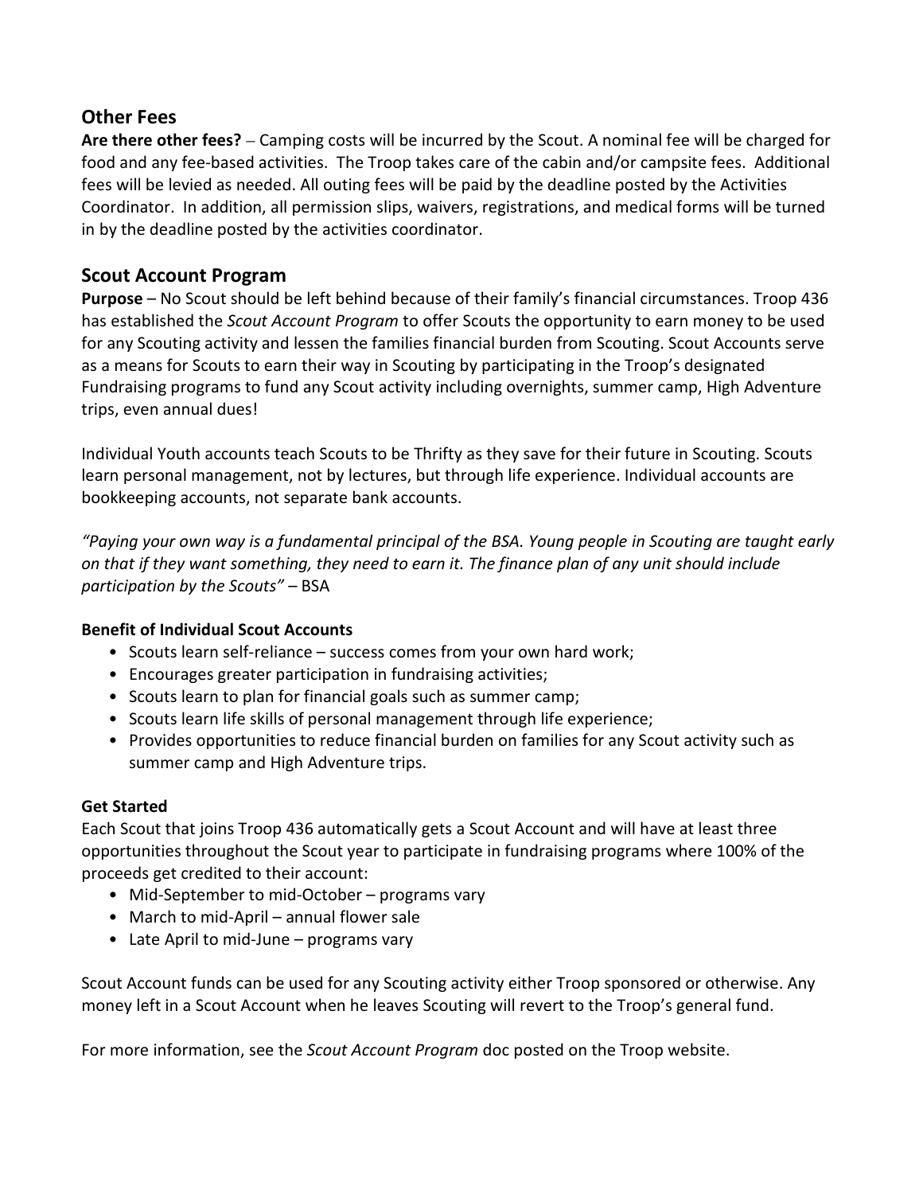## Other Fees

**Are there other fees?** – Camping costs will be incurred by the Scout. A nominal fee will be charged for food and any fee-based activities. The Troop takes care of the cabin and/or campsite fees. Additional fees will be levied as needed. All outing fees will be paid by the deadline posted by the Activities Coordinator. In addition, all permission slips, waivers, registrations, and medical forms will be turned in by the deadline posted by the activities coordinator.

## Scout Account Program

**Purpose** – No Scout should be left behind because of their family's financial circumstances. Troop 436 has established the *Scout Account Program* to offer Scouts the opportunity to earn money to be used for any Scouting activity and lessen the families financial burden from Scouting. Scout Accounts serve as a means for Scouts to earn their way in Scouting by participating in the Troop's designated Fundraising programs to fund any Scout activity including overnights, summer camp, High Adventure trips, even annual dues!

Individual Youth accounts teach Scouts to be Thrifty as they save for their future in Scouting. Scouts learn personal management, not by lectures, but through life experience. Individual accounts are bookkeeping accounts, not separate bank accounts.

*"Paying your own way is a fundamental principal of the BSA. Young people in Scouting are taught early on that if they want something, they need to earn it. The finance plan of any unit should include participation by the Scouts"* – BSA

**Benefit of Individual Scout Accounts**

- Scouts learn self-reliance – success comes from your own hard work;
- Encourages greater participation in fundraising activities;
- Scouts learn to plan for financial goals such as summer camp;
- Scouts learn life skills of personal management through life experience;
- Provides opportunities to reduce financial burden on families for any Scout activity such as summer camp and High Adventure trips.

**Get Started**

Each Scout that joins Troop 436 automatically gets a Scout Account and will have at least three opportunities throughout the Scout year to participate in fundraising programs where 100% of the proceeds get credited to their account:

- Mid-September to mid-October – programs vary
- March to mid-April – annual flower sale
- Late April to mid-June – programs vary

Scout Account funds can be used for any Scouting activity either Troop sponsored or otherwise. Any money left in a Scout Account when he leaves Scouting will revert to the Troop's general fund.

For more information, see the *Scout Account Program* doc posted on the Troop website.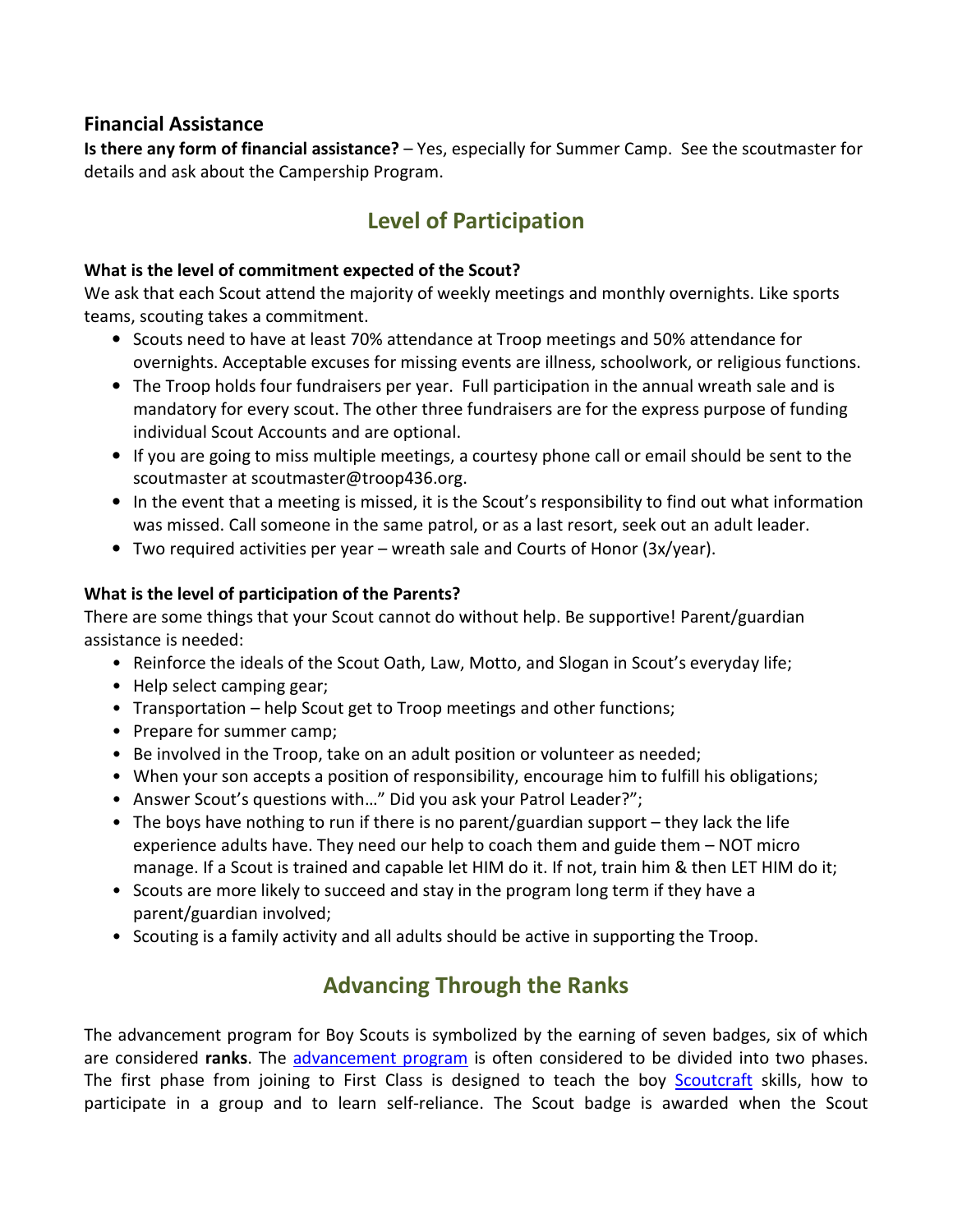### Financial Assistance

**Is there any form of financial assistance?** – Yes, especially for Summer Camp. See the scoutmaster for details and ask about the Campership Program.

## Level of Participation

**What is the level of commitment expected of the Scout?**

We ask that each Scout attend the majority of weekly meetings and monthly overnights. Like sports teams, scouting takes a commitment.

- Scouts need to have at least 70% attendance at Troop meetings and 50% attendance for overnights. Acceptable excuses for missing events are illness, schoolwork, or religious functions.
- The Troop holds four fundraisers per year. Full participation in the annual wreath sale and is mandatory for every scout. The other three fundraisers are for the express purpose of funding individual Scout Accounts and are optional.
- If you are going to miss multiple meetings, a courtesy phone call or email should be sent to the scoutmaster at scoutmaster@troop436.org.
- In the event that a meeting is missed, it is the Scout's responsibility to find out what information was missed. Call someone in the same patrol, or as a last resort, seek out an adult leader.
- Two required activities per year – wreath sale and Courts of Honor (3x/year).

**What is the level of participation of the Parents?**

There are some things that your Scout cannot do without help. Be supportive! Parent/guardian assistance is needed:

- Reinforce the ideals of the Scout Oath, Law, Motto, and Slogan in Scout's everyday life;
- Help select camping gear;
- Transportation – help Scout get to Troop meetings and other functions;
- Prepare for summer camp;
- Be involved in the Troop, take on an adult position or volunteer as needed;
- When your son accepts a position of responsibility, encourage him to fulfill his obligations;
- Answer Scout's questions with…" Did you ask your Patrol Leader?";
- The boys have nothing to run if there is no parent/guardian support – they lack the life experience adults have. They need our help to coach them and guide them – NOT micro manage. If a Scout is trained and capable let HIM do it. If not, train him & then LET HIM do it;
- Scouts are more likely to succeed and stay in the program long term if they have a parent/guardian involved;
- Scouting is a family activity and all adults should be active in supporting the Troop.

## Advancing Through the Ranks

The advancement program for Boy Scouts is symbolized by the earning of seven badges, six of which are considered **ranks**. The advancement program is often considered to be divided into two phases. The first phase from joining to First Class is designed to teach the boy Scoutcraft skills, how to participate in a group and to learn self-reliance. The Scout badge is awarded when the Scout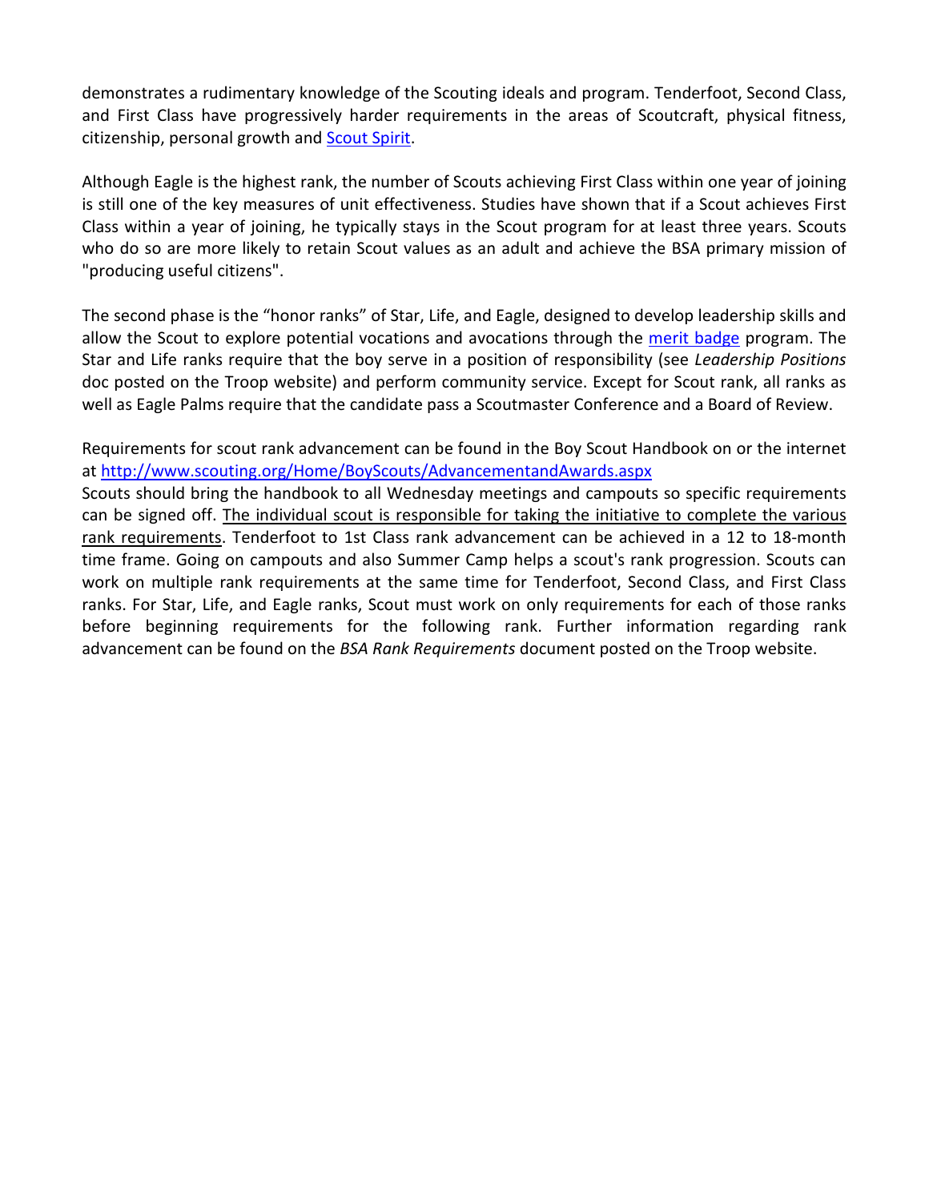demonstrates a rudimentary knowledge of the Scouting ideals and program. Tenderfoot, Second Class, and First Class have progressively harder requirements in the areas of Scoutcraft, physical fitness, citizenship, personal growth and [Scout Spirit](#).

Although Eagle is the highest rank, the number of Scouts achieving First Class within one year of joining is still one of the key measures of unit effectiveness. Studies have shown that if a Scout achieves First Class within a year of joining, he typically stays in the Scout program for at least three years. Scouts who do so are more likely to retain Scout values as an adult and achieve the BSA primary mission of "producing useful citizens".

The second phase is the "honor ranks" of Star, Life, and Eagle, designed to develop leadership skills and allow the Scout to explore potential vocations and avocations through the [merit badge](#) program. The Star and Life ranks require that the boy serve in a position of responsibility (see *Leadership Positions* doc posted on the Troop website) and perform community service. Except for Scout rank, all ranks as well as Eagle Palms require that the candidate pass a Scoutmaster Conference and a Board of Review.

Requirements for scout rank advancement can be found in the Boy Scout Handbook on or the internet at [http://www.scouting.org/Home/BoyScouts/AdvancementandAwards.aspx](http://www.scouting.org/Home/BoyScouts/AdvancementandAwards.aspx)
Scouts should bring the handbook to all Wednesday meetings and campouts so specific requirements can be signed off. <u>The individual scout is responsible for taking the initiative to complete the various rank requirements</u>. Tenderfoot to 1st Class rank advancement can be achieved in a 12 to 18-month time frame. Going on campouts and also Summer Camp helps a scout's rank progression. Scouts can work on multiple rank requirements at the same time for Tenderfoot, Second Class, and First Class ranks. For Star, Life, and Eagle ranks, Scout must work on only requirements for each of those ranks before beginning requirements for the following rank. Further information regarding rank advancement can be found on the *BSA Rank Requirements* document posted on the Troop website.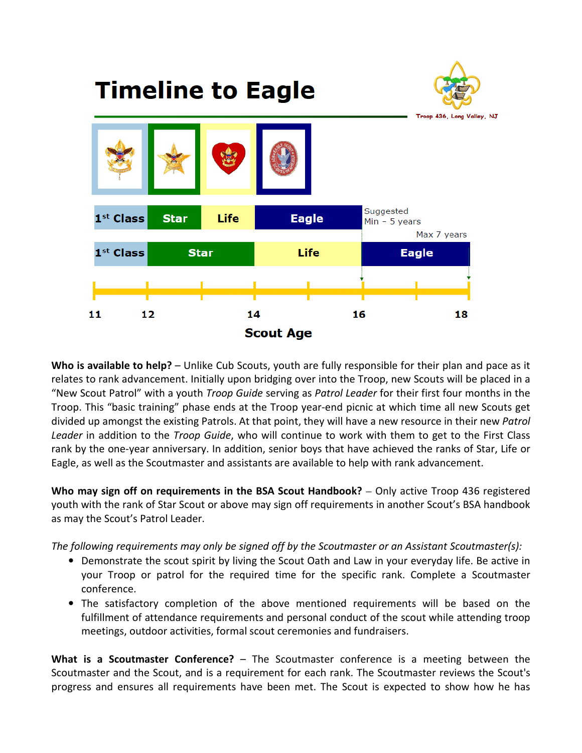# Timeline to Eagle

Troop 436, Long Valley, NJ

| 1st Class | Star | Life | Eagle | Suggested Min – 5 years |
|---|---|---|---|---|

Max 7 years

| 1st Class | Star | Life | Eagle |
|---|---|---|---|

11 12 14 16 18

**Scout Age**

**Who is available to help?** – Unlike Cub Scouts, youth are fully responsible for their plan and pace as it relates to rank advancement. Initially upon bridging over into the Troop, new Scouts will be placed in a "New Scout Patrol" with a youth *Troop Guide* serving as *Patrol Leader* for their first four months in the Troop. This "basic training" phase ends at the Troop year-end picnic at which time all new Scouts get divided up amongst the existing Patrols. At that point, they will have a new resource in their new *Patrol Leader* in addition to the *Troop Guide*, who will continue to work with them to get to the First Class rank by the one-year anniversary. In addition, senior boys that have achieved the ranks of Star, Life or Eagle, as well as the Scoutmaster and assistants are available to help with rank advancement.

**Who may sign off on requirements in the BSA Scout Handbook?** – Only active Troop 436 registered youth with the rank of Star Scout or above may sign off requirements in another Scout's BSA handbook as may the Scout's Patrol Leader.

*The following requirements may only be signed off by the Scoutmaster or an Assistant Scoutmaster(s):*

- Demonstrate the scout spirit by living the Scout Oath and Law in your everyday life. Be active in your Troop or patrol for the required time for the specific rank. Complete a Scoutmaster conference.
- The satisfactory completion of the above mentioned requirements will be based on the fulfillment of attendance requirements and personal conduct of the scout while attending troop meetings, outdoor activities, formal scout ceremonies and fundraisers.

**What is a Scoutmaster Conference?** – The Scoutmaster conference is a meeting between the Scoutmaster and the Scout, and is a requirement for each rank. The Scoutmaster reviews the Scout's progress and ensures all requirements have been met. The Scout is expected to show how he has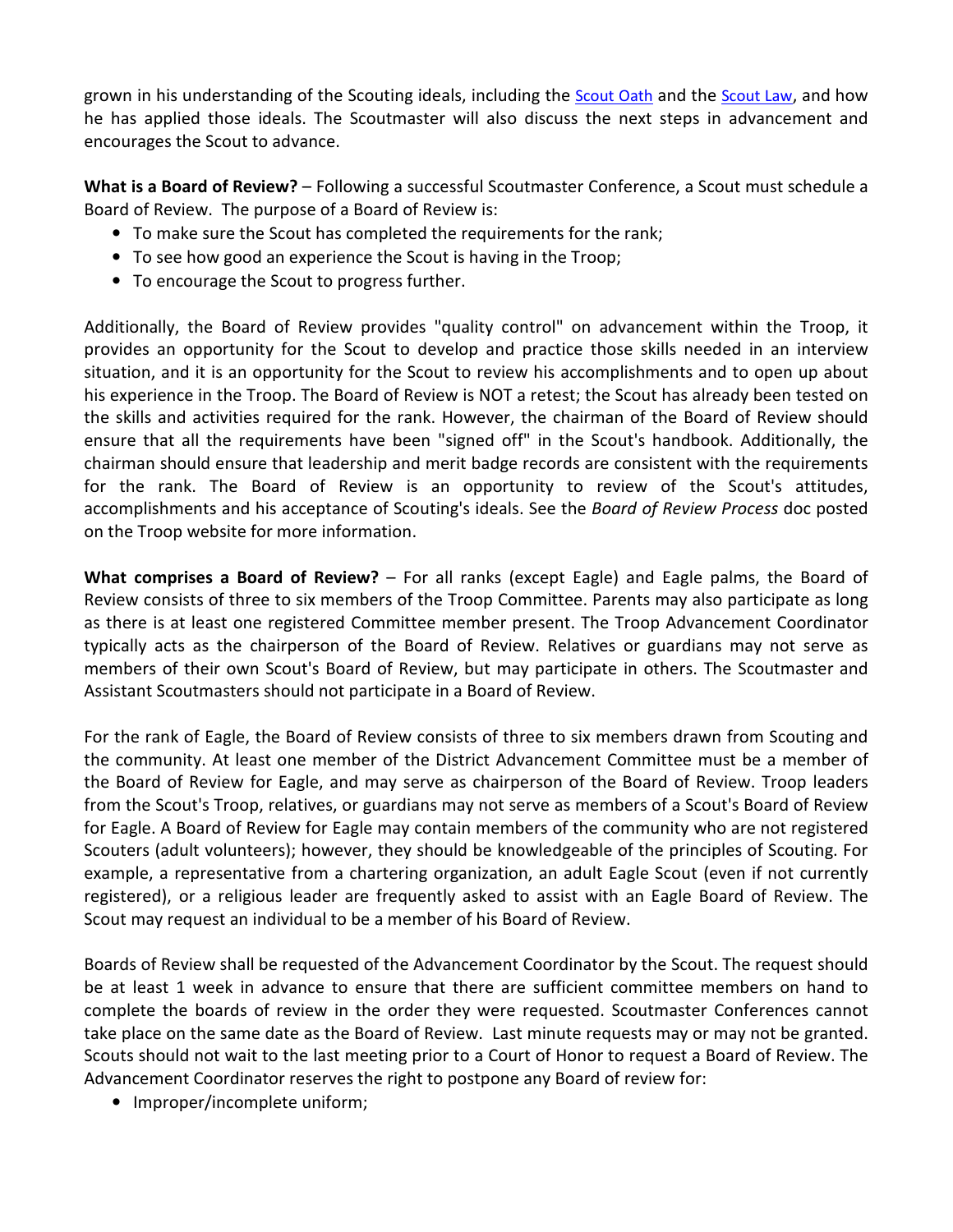grown in his understanding of the Scouting ideals, including the [Scout Oath] and the [Scout Law], and how he has applied those ideals. The Scoutmaster will also discuss the next steps in advancement and encourages the Scout to advance.

**What is a Board of Review?** – Following a successful Scoutmaster Conference, a Scout must schedule a Board of Review. The purpose of a Board of Review is:

- To make sure the Scout has completed the requirements for the rank;
- To see how good an experience the Scout is having in the Troop;
- To encourage the Scout to progress further.

Additionally, the Board of Review provides "quality control" on advancement within the Troop, it provides an opportunity for the Scout to develop and practice those skills needed in an interview situation, and it is an opportunity for the Scout to review his accomplishments and to open up about his experience in the Troop. The Board of Review is NOT a retest; the Scout has already been tested on the skills and activities required for the rank. However, the chairman of the Board of Review should ensure that all the requirements have been "signed off" in the Scout's handbook. Additionally, the chairman should ensure that leadership and merit badge records are consistent with the requirements for the rank. The Board of Review is an opportunity to review of the Scout's attitudes, accomplishments and his acceptance of Scouting's ideals. See the *Board of Review Process* doc posted on the Troop website for more information.

**What comprises a Board of Review?** – For all ranks (except Eagle) and Eagle palms, the Board of Review consists of three to six members of the Troop Committee. Parents may also participate as long as there is at least one registered Committee member present. The Troop Advancement Coordinator typically acts as the chairperson of the Board of Review. Relatives or guardians may not serve as members of their own Scout's Board of Review, but may participate in others. The Scoutmaster and Assistant Scoutmasters should not participate in a Board of Review.

For the rank of Eagle, the Board of Review consists of three to six members drawn from Scouting and the community. At least one member of the District Advancement Committee must be a member of the Board of Review for Eagle, and may serve as chairperson of the Board of Review. Troop leaders from the Scout's Troop, relatives, or guardians may not serve as members of a Scout's Board of Review for Eagle. A Board of Review for Eagle may contain members of the community who are not registered Scouters (adult volunteers); however, they should be knowledgeable of the principles of Scouting. For example, a representative from a chartering organization, an adult Eagle Scout (even if not currently registered), or a religious leader are frequently asked to assist with an Eagle Board of Review. The Scout may request an individual to be a member of his Board of Review.

Boards of Review shall be requested of the Advancement Coordinator by the Scout. The request should be at least 1 week in advance to ensure that there are sufficient committee members on hand to complete the boards of review in the order they were requested. Scoutmaster Conferences cannot take place on the same date as the Board of Review. Last minute requests may or may not be granted. Scouts should not wait to the last meeting prior to a Court of Honor to request a Board of Review. The Advancement Coordinator reserves the right to postpone any Board of review for:

- Improper/incomplete uniform;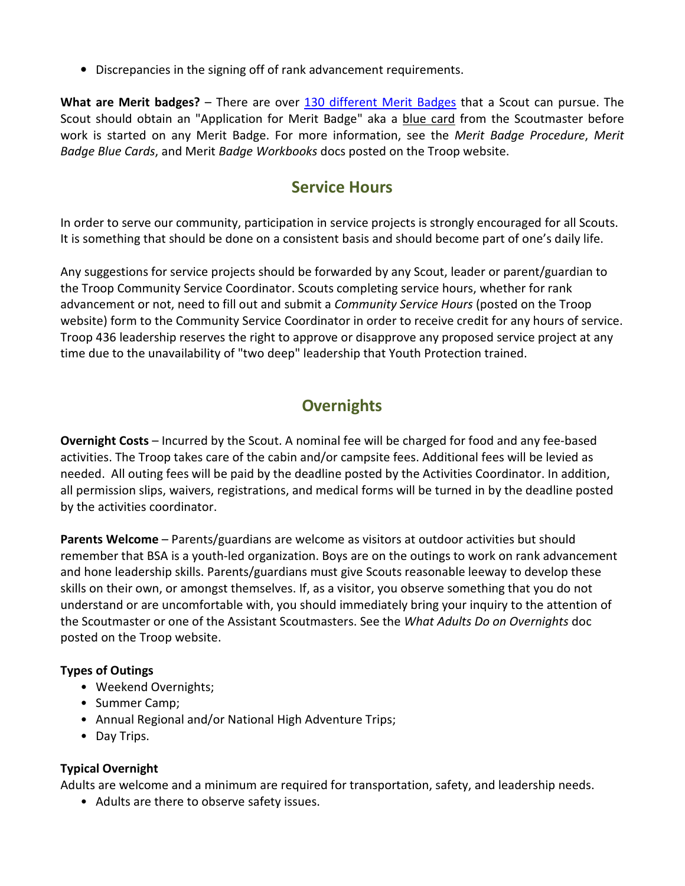- Discrepancies in the signing off of rank advancement requirements.

**What are Merit badges?** – There are over 130 different Merit Badges that a Scout can pursue. The Scout should obtain an "Application for Merit Badge" aka a blue card from the Scoutmaster before work is started on any Merit Badge. For more information, see the *Merit Badge Procedure*, *Merit Badge Blue Cards*, and Merit *Badge Workbooks* docs posted on the Troop website.

## Service Hours

In order to serve our community, participation in service projects is strongly encouraged for all Scouts. It is something that should be done on a consistent basis and should become part of one's daily life.

Any suggestions for service projects should be forwarded by any Scout, leader or parent/guardian to the Troop Community Service Coordinator. Scouts completing service hours, whether for rank advancement or not, need to fill out and submit a *Community Service Hours* (posted on the Troop website) form to the Community Service Coordinator in order to receive credit for any hours of service. Troop 436 leadership reserves the right to approve or disapprove any proposed service project at any time due to the unavailability of "two deep" leadership that Youth Protection trained.

## Overnights

**Overnight Costs** – Incurred by the Scout. A nominal fee will be charged for food and any fee-based activities. The Troop takes care of the cabin and/or campsite fees. Additional fees will be levied as needed. All outing fees will be paid by the deadline posted by the Activities Coordinator. In addition, all permission slips, waivers, registrations, and medical forms will be turned in by the deadline posted by the activities coordinator.

**Parents Welcome** – Parents/guardians are welcome as visitors at outdoor activities but should remember that BSA is a youth-led organization. Boys are on the outings to work on rank advancement and hone leadership skills. Parents/guardians must give Scouts reasonable leeway to develop these skills on their own, or amongst themselves. If, as a visitor, you observe something that you do not understand or are uncomfortable with, you should immediately bring your inquiry to the attention of the Scoutmaster or one of the Assistant Scoutmasters. See the *What Adults Do on Overnights* doc posted on the Troop website.

**Types of Outings**

- Weekend Overnights;
- Summer Camp;
- Annual Regional and/or National High Adventure Trips;
- Day Trips.

**Typical Overnight**

Adults are welcome and a minimum are required for transportation, safety, and leadership needs.

- Adults are there to observe safety issues.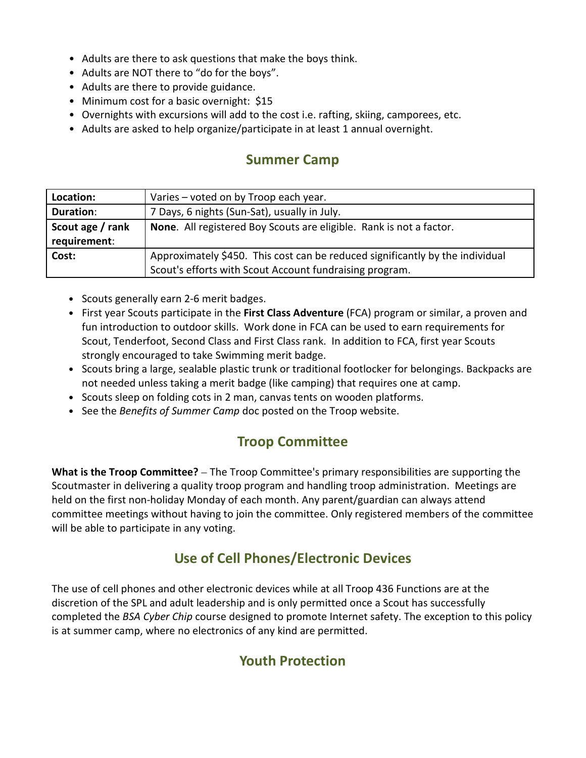- Adults are there to ask questions that make the boys think.
- Adults are NOT there to "do for the boys".
- Adults are there to provide guidance.
- Minimum cost for a basic overnight: $15
- Overnights with excursions will add to the cost i.e. rafting, skiing, camporees, etc.
- Adults are asked to help organize/participate in at least 1 annual overnight.

## Summer Camp

| **Location:** | Varies – voted on by Troop each year. |
|---|---|
| **Duration**: | 7 Days, 6 nights (Sun-Sat), usually in July. |
| **Scout age / rank requirement**: | **None**. All registered Boy Scouts are eligible. Rank is not a factor. |
| **Cost:** | Approximately $450. This cost can be reduced significantly by the individual Scout's efforts with Scout Account fundraising program. |

- Scouts generally earn 2-6 merit badges.
- First year Scouts participate in the **First Class Adventure** (FCA) program or similar, a proven and fun introduction to outdoor skills. Work done in FCA can be used to earn requirements for Scout, Tenderfoot, Second Class and First Class rank. In addition to FCA, first year Scouts strongly encouraged to take Swimming merit badge.
- Scouts bring a large, sealable plastic trunk or traditional footlocker for belongings. Backpacks are not needed unless taking a merit badge (like camping) that requires one at camp.
- Scouts sleep on folding cots in 2 man, canvas tents on wooden platforms.
- See the *Benefits of Summer Camp* doc posted on the Troop website.

## Troop Committee

**What is the Troop Committee?** – The Troop Committee's primary responsibilities are supporting the Scoutmaster in delivering a quality troop program and handling troop administration. Meetings are held on the first non-holiday Monday of each month. Any parent/guardian can always attend committee meetings without having to join the committee. Only registered members of the committee will be able to participate in any voting.

## Use of Cell Phones/Electronic Devices

The use of cell phones and other electronic devices while at all Troop 436 Functions are at the discretion of the SPL and adult leadership and is only permitted once a Scout has successfully completed the *BSA Cyber Chip* course designed to promote Internet safety. The exception to this policy is at summer camp, where no electronics of any kind are permitted.

## Youth Protection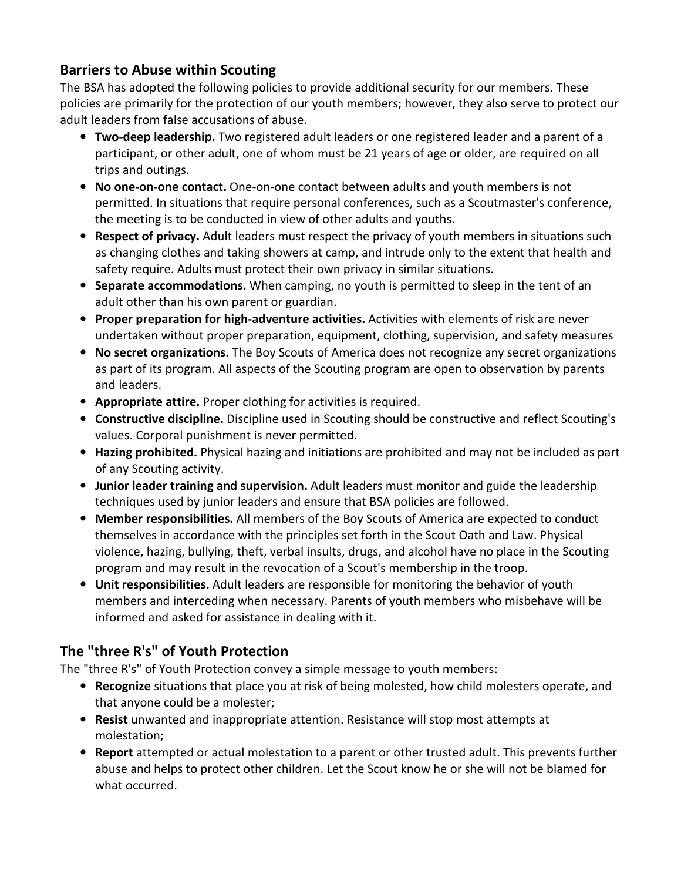## Barriers to Abuse within Scouting

The BSA has adopted the following policies to provide additional security for our members. These policies are primarily for the protection of our youth members; however, they also serve to protect our adult leaders from false accusations of abuse.

- **Two-deep leadership.** Two registered adult leaders or one registered leader and a parent of a participant, or other adult, one of whom must be 21 years of age or older, are required on all trips and outings.
- **No one-on-one contact.** One-on-one contact between adults and youth members is not permitted. In situations that require personal conferences, such as a Scoutmaster's conference, the meeting is to be conducted in view of other adults and youths.
- **Respect of privacy.** Adult leaders must respect the privacy of youth members in situations such as changing clothes and taking showers at camp, and intrude only to the extent that health and safety require. Adults must protect their own privacy in similar situations.
- **Separate accommodations.** When camping, no youth is permitted to sleep in the tent of an adult other than his own parent or guardian.
- **Proper preparation for high-adventure activities.** Activities with elements of risk are never undertaken without proper preparation, equipment, clothing, supervision, and safety measures
- **No secret organizations.** The Boy Scouts of America does not recognize any secret organizations as part of its program. All aspects of the Scouting program are open to observation by parents and leaders.
- **Appropriate attire.** Proper clothing for activities is required.
- **Constructive discipline.** Discipline used in Scouting should be constructive and reflect Scouting's values. Corporal punishment is never permitted.
- **Hazing prohibited.** Physical hazing and initiations are prohibited and may not be included as part of any Scouting activity.
- **Junior leader training and supervision.** Adult leaders must monitor and guide the leadership techniques used by junior leaders and ensure that BSA policies are followed.
- **Member responsibilities.** All members of the Boy Scouts of America are expected to conduct themselves in accordance with the principles set forth in the Scout Oath and Law. Physical violence, hazing, bullying, theft, verbal insults, drugs, and alcohol have no place in the Scouting program and may result in the revocation of a Scout's membership in the troop.
- **Unit responsibilities.** Adult leaders are responsible for monitoring the behavior of youth members and interceding when necessary. Parents of youth members who misbehave will be informed and asked for assistance in dealing with it.

## The "three R's" of Youth Protection

The "three R's" of Youth Protection convey a simple message to youth members:

- **Recognize** situations that place you at risk of being molested, how child molesters operate, and that anyone could be a molester;
- **Resist** unwanted and inappropriate attention. Resistance will stop most attempts at molestation;
- **Report** attempted or actual molestation to a parent or other trusted adult. This prevents further abuse and helps to protect other children. Let the Scout know he or she will not be blamed for what occurred.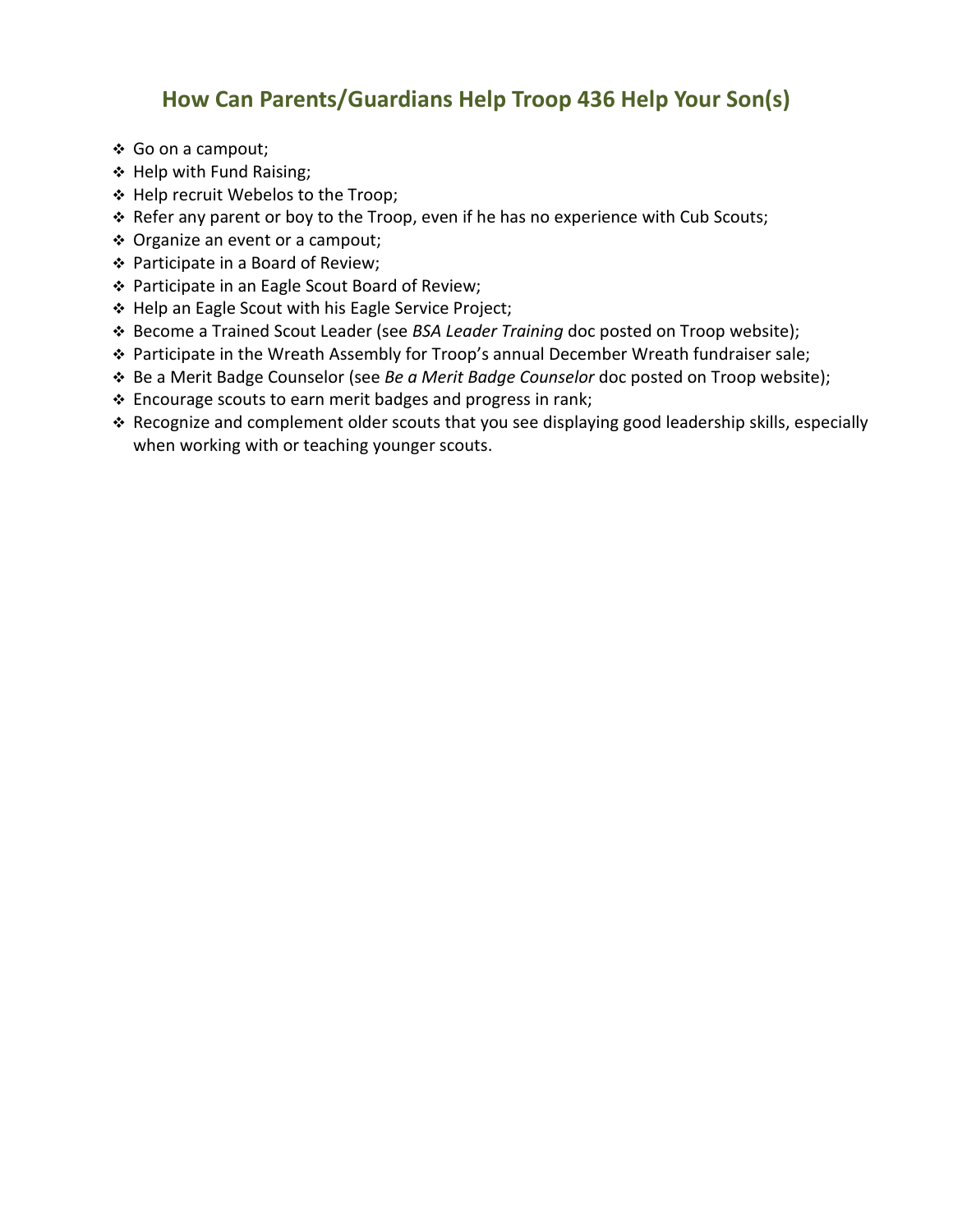## How Can Parents/Guardians Help Troop 436 Help Your Son(s)

- Go on a campout;
- Help with Fund Raising;
- Help recruit Webelos to the Troop;
- Refer any parent or boy to the Troop, even if he has no experience with Cub Scouts;
- Organize an event or a campout;
- Participate in a Board of Review;
- Participate in an Eagle Scout Board of Review;
- Help an Eagle Scout with his Eagle Service Project;
- Become a Trained Scout Leader (see *BSA Leader Training* doc posted on Troop website);
- Participate in the Wreath Assembly for Troop's annual December Wreath fundraiser sale;
- Be a Merit Badge Counselor (see *Be a Merit Badge Counselor* doc posted on Troop website);
- Encourage scouts to earn merit badges and progress in rank;
- Recognize and complement older scouts that you see displaying good leadership skills, especially when working with or teaching younger scouts.